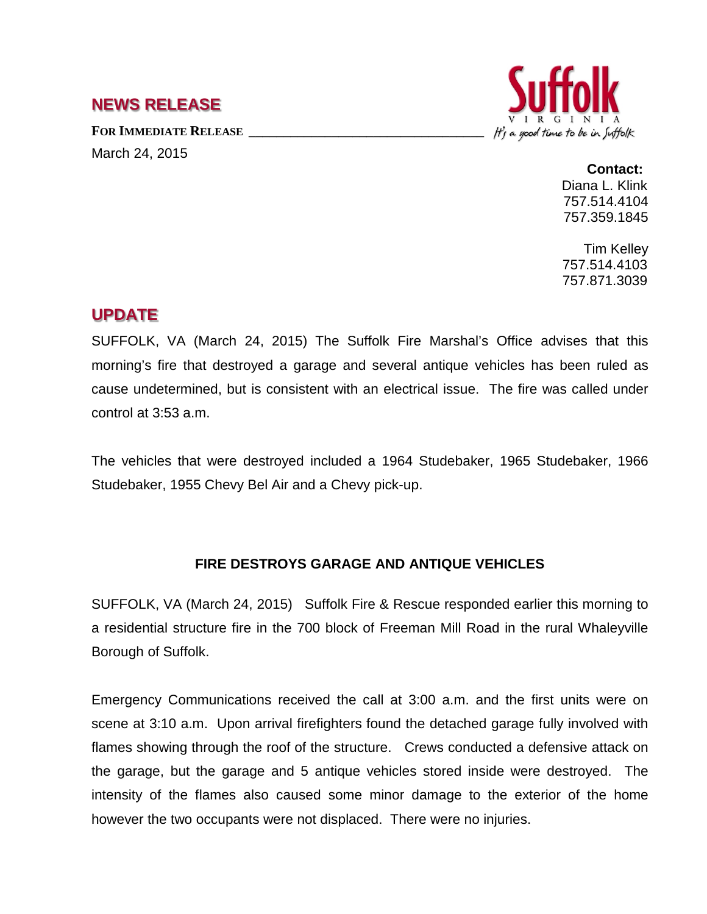## NEWS RELEASE

Suffolk VIRGINIA *It's a good time to be in Suffolk*

**FOR IMMEDIATE RELEASE**

March 24, 2015

**Contact:**
Diana L. Klink
757.514.4104
757.359.1845

Tim Kelley
757.514.4103
757.871.3039

## UPDATE

SUFFOLK, VA (March 24, 2015) The Suffolk Fire Marshal's Office advises that this morning's fire that destroyed a garage and several antique vehicles has been ruled as cause undetermined, but is consistent with an electrical issue. The fire was called under control at 3:53 a.m.

The vehicles that were destroyed included a 1964 Studebaker, 1965 Studebaker, 1966 Studebaker, 1955 Chevy Bel Air and a Chevy pick-up.

### FIRE DESTROYS GARAGE AND ANTIQUE VEHICLES

SUFFOLK, VA (March 24, 2015) Suffolk Fire & Rescue responded earlier this morning to a residential structure fire in the 700 block of Freeman Mill Road in the rural Whaleyville Borough of Suffolk.

Emergency Communications received the call at 3:00 a.m. and the first units were on scene at 3:10 a.m. Upon arrival firefighters found the detached garage fully involved with flames showing through the roof of the structure. Crews conducted a defensive attack on the garage, but the garage and 5 antique vehicles stored inside were destroyed. The intensity of the flames also caused some minor damage to the exterior of the home however the two occupants were not displaced. There were no injuries.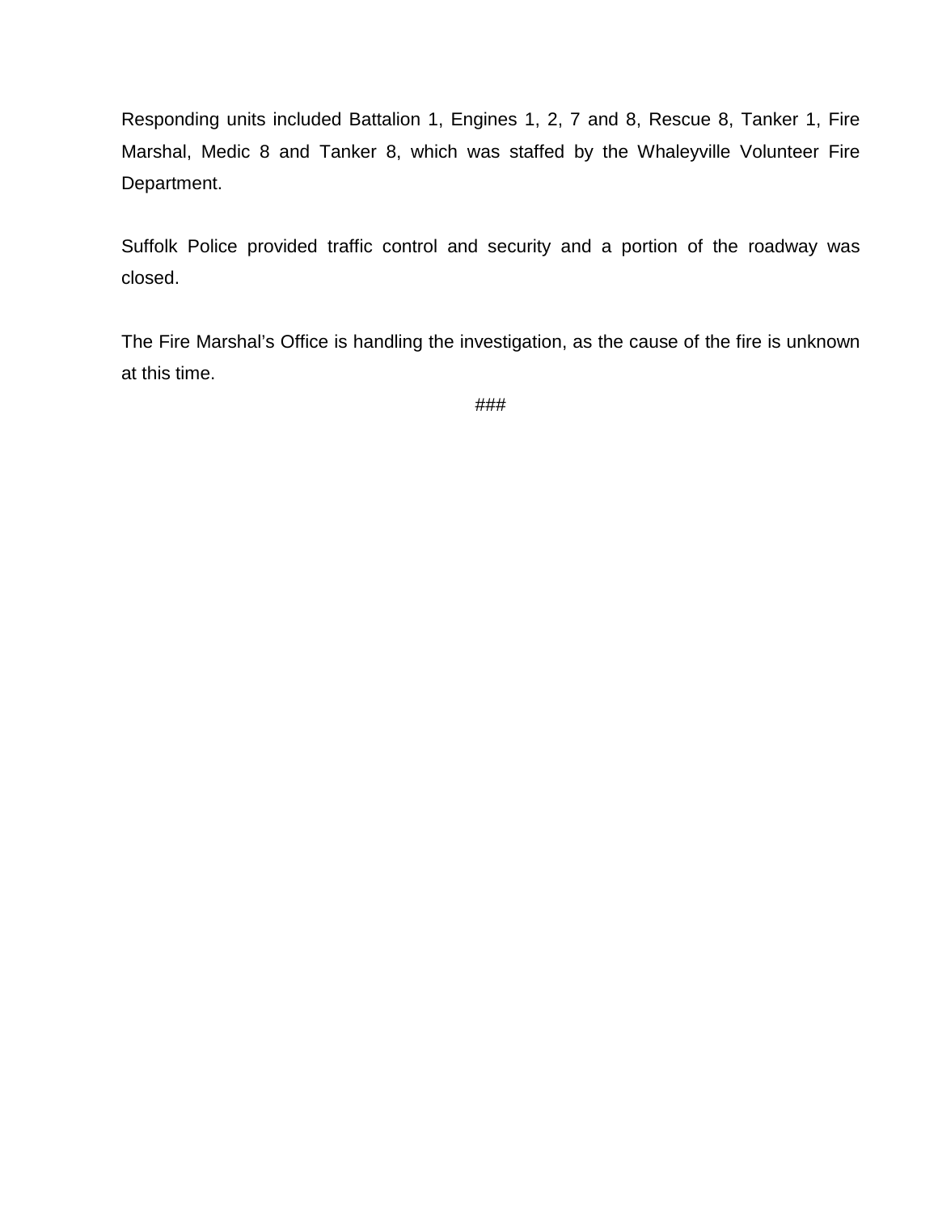Responding units included Battalion 1, Engines 1, 2, 7 and 8, Rescue 8, Tanker 1, Fire Marshal, Medic 8 and Tanker 8, which was staffed by the Whaleyville Volunteer Fire Department.

Suffolk Police provided traffic control and security and a portion of the roadway was closed.

The Fire Marshal's Office is handling the investigation, as the cause of the fire is unknown at this time.

###